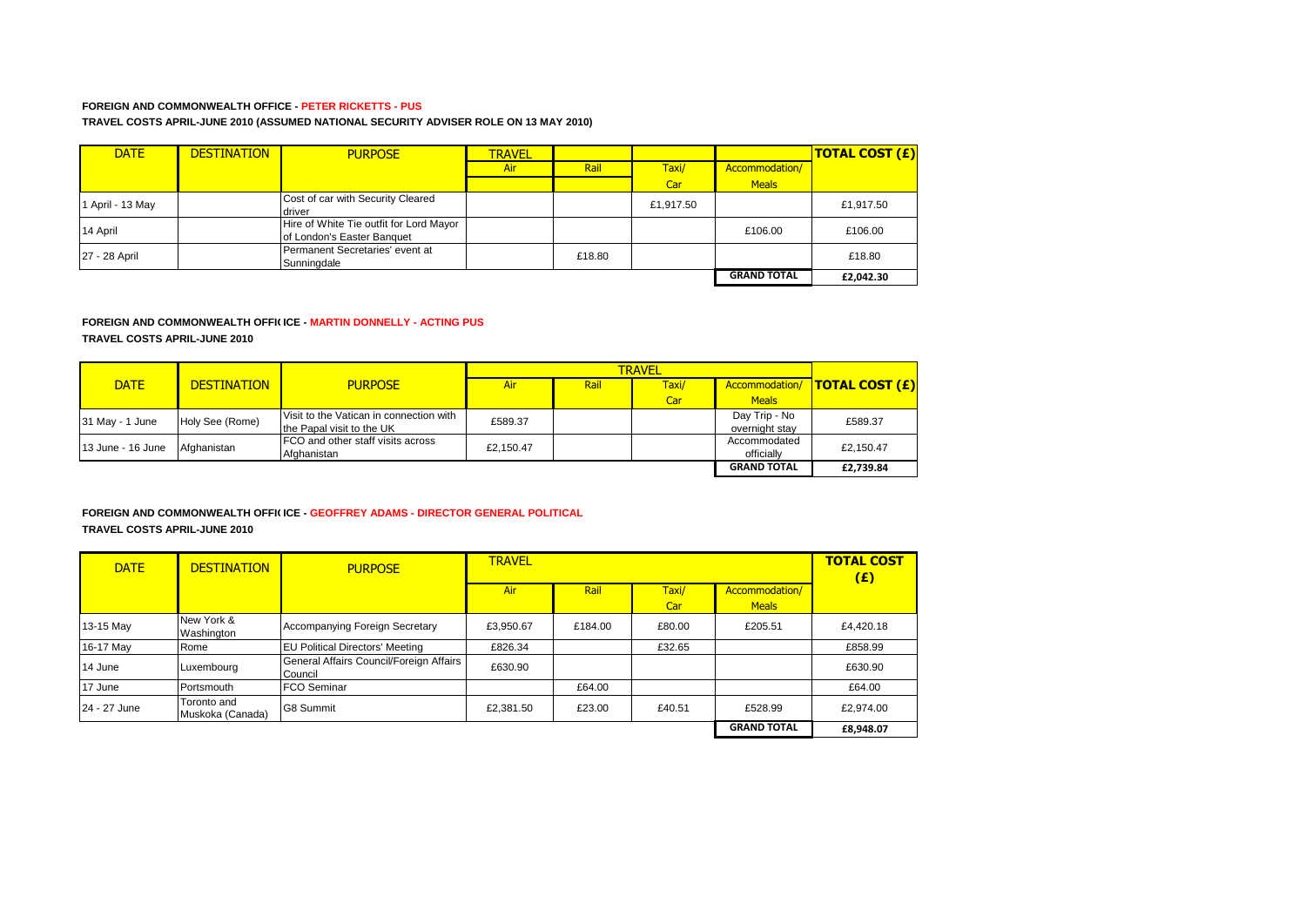**FOREIGN AND COMMONWEALTH OFFICE - PETER RICKETTS - PUS**

**TRAVEL COSTS APRIL-JUNE 2010 (ASSUMED NATIONAL SECURITY ADVISER ROLE ON 13 MAY 2010)**

| DATE | DESTINATION | PURPOSE | TRAVEL | | | | TOTAL COST (£) |
|---|---|---|---|---|---|---|---|
| | | | Air | Rail | Taxi/ Car | Accommodation/ Meals | |
| 1 April - 13 May | | Cost of car with Security Cleared driver | | | £1,917.50 | | £1,917.50 |
| 14 April | | Hire of White Tie outfit for Lord Mayor of London's Easter Banquet | | | | £106.00 | £106.00 |
| 27 - 28 April | | Permanent Secretaries' event at Sunningdale | | £18.80 | | | £18.80 |
| | | | | | | **GRAND TOTAL** | **£2,042.30** |

**FOREIGN AND COMMONWEALTH OFFICE - MARTIN DONNELLY - ACTING PUS**

**TRAVEL COSTS APRIL-JUNE 2010**

| DATE | DESTINATION | PURPOSE | TRAVEL | | | | TOTAL COST (£) |
|---|---|---|---|---|---|---|---|
| | | | Air | Rail | Taxi/ Car | Accommodation/ Meals | |
| 31 May - 1 June | Holy See (Rome) | Visit to the Vatican in connection with the Papal visit to the UK | £589.37 | | | Day Trip - No overnight stay | £589.37 |
| 13 June - 16 June | Afghanistan | FCO and other staff visits across Afghanistan | £2,150.47 | | | Accommodated officially | £2,150.47 |
| | | | | | | **GRAND TOTAL** | **£2,739.84** |

**FOREIGN AND COMMONWEALTH OFFICE - GEOFFREY ADAMS - DIRECTOR GENERAL POLITICAL**

**TRAVEL COSTS APRIL-JUNE 2010**

| DATE | DESTINATION | PURPOSE | TRAVEL | | | | TOTAL COST (£) |
|---|---|---|---|---|---|---|---|
| | | | Air | Rail | Taxi/ Car | Accommodation/ Meals | |
| 13-15 May | New York & Washington | Accompanying Foreign Secretary | £3,950.67 | £184.00 | £80.00 | £205.51 | £4,420.18 |
| 16-17 May | Rome | EU Political Directors' Meeting | £826.34 | | £32.65 | | £858.99 |
| 14 June | Luxembourg | General Affairs Council/Foreign Affairs Council | £630.90 | | | | £630.90 |
| 17 June | Portsmouth | FCO Seminar | | £64.00 | | | £64.00 |
| 24 - 27 June | Toronto and Muskoka (Canada) | G8 Summit | £2,381.50 | £23.00 | £40.51 | £528.99 | £2,974.00 |
| | | | | | | **GRAND TOTAL** | **£8,948.07** |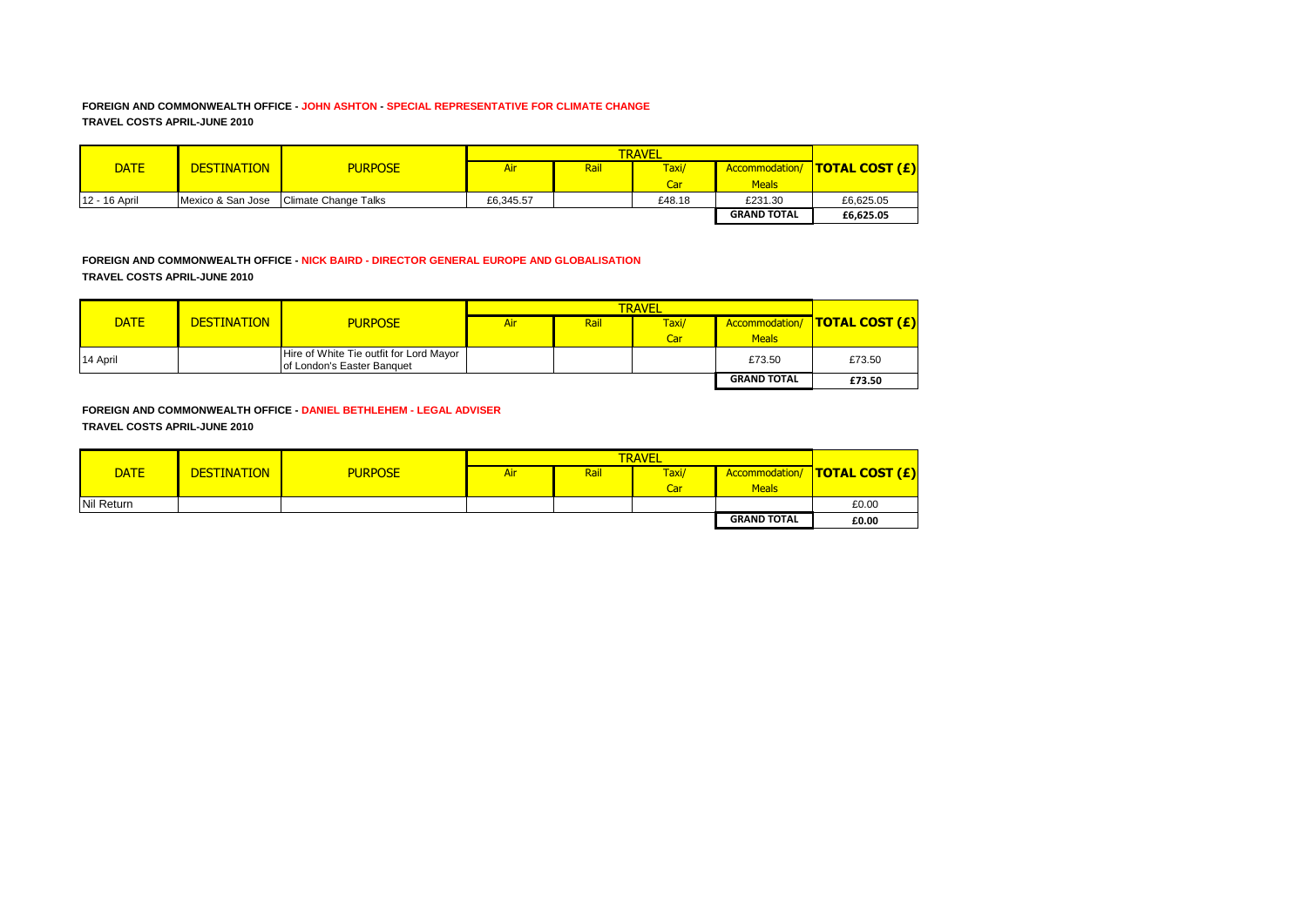**FOREIGN AND COMMONWEALTH OFFICE - JOHN ASHTON - SPECIAL REPRESENTATIVE FOR CLIMATE CHANGE**
**TRAVEL COSTS APRIL-JUNE 2010**

| DATE | DESTINATION | PURPOSE | TRAVEL | | | | TOTAL COST (£) |
|---|---|---|---|---|---|---|---|
| | | | Air | Rail | Taxi/ Car | Accommodation/ Meals | |
| 12 - 16 April | Mexico & San Jose | Climate Change Talks | £6,345.57 | | £48.18 | £231.30 | £6,625.05 |
| | | | | | | **GRAND TOTAL** | **£6,625.05** |

**FOREIGN AND COMMONWEALTH OFFICE - NICK BAIRD - DIRECTOR GENERAL EUROPE AND GLOBALISATION**
**TRAVEL COSTS APRIL-JUNE 2010**

| DATE | DESTINATION | PURPOSE | TRAVEL | | | | TOTAL COST (£) |
|---|---|---|---|---|---|---|---|
| | | | Air | Rail | Taxi/ Car | Accommodation/ Meals | |
| 14 April | | Hire of White Tie outfit for Lord Mayor of London's Easter Banquet | | | | £73.50 | £73.50 |
| | | | | | | **GRAND TOTAL** | **£73.50** |

**FOREIGN AND COMMONWEALTH OFFICE - DANIEL BETHLEHEM - LEGAL ADVISER**
**TRAVEL COSTS APRIL-JUNE 2010**

| DATE | DESTINATION | PURPOSE | TRAVEL | | | | TOTAL COST (£) |
|---|---|---|---|---|---|---|---|
| | | | Air | Rail | Taxi/ Car | Accommodation/ Meals | |
| Nil Return | | | | | | | £0.00 |
| | | | | | | **GRAND TOTAL** | **£0.00** |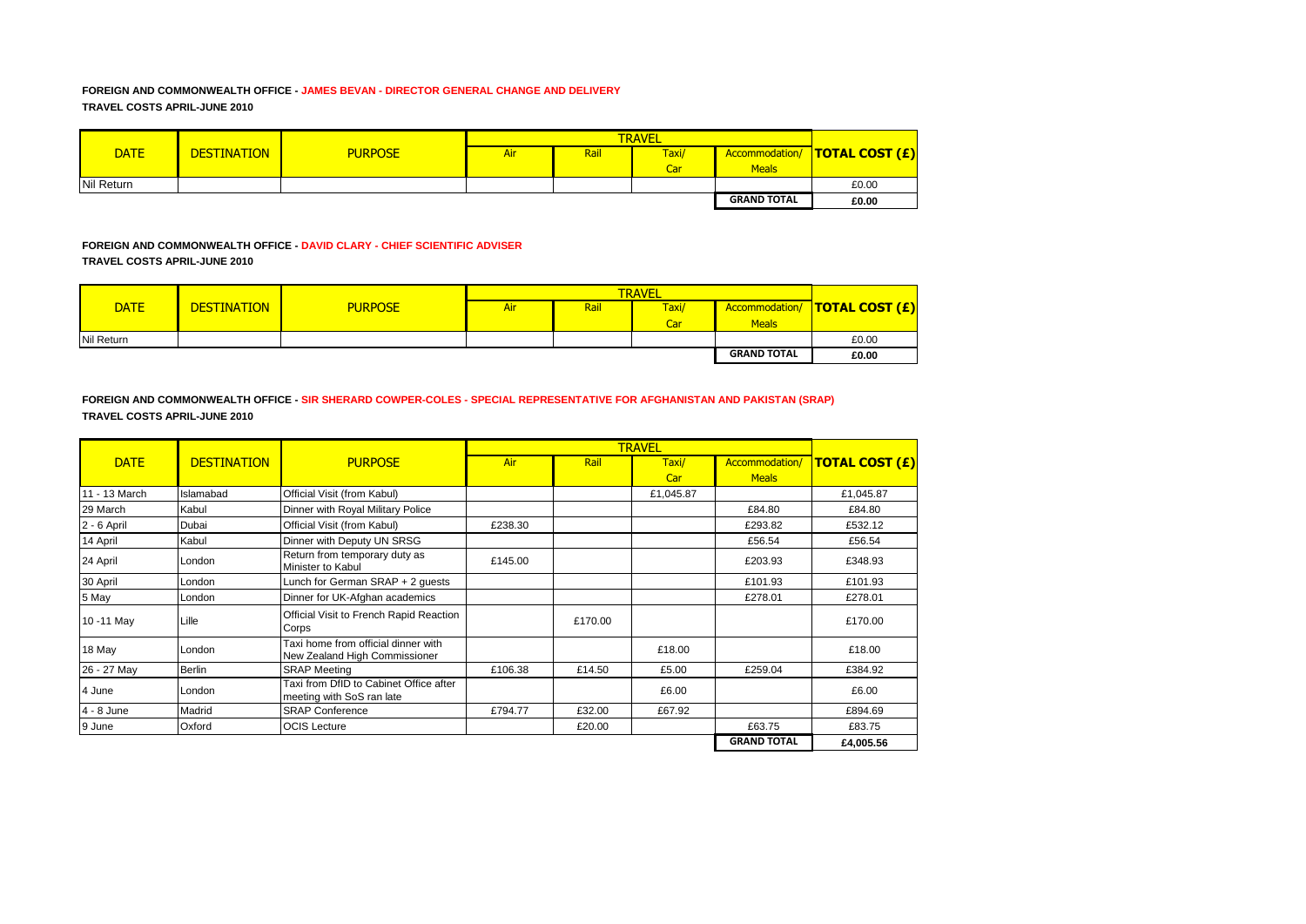**FOREIGN AND COMMONWEALTH OFFICE - JAMES BEVAN - DIRECTOR GENERAL CHANGE AND DELIVERY**

**TRAVEL COSTS APRIL-JUNE 2010**

| DATE | DESTINATION | PURPOSE | TRAVEL | | | | TOTAL COST (£) |
|---|---|---|---|---|---|---|---|
| | | | Air | Rail | Taxi/ Car | Accommodation/ Meals | |
| Nil Return | | | | | | | £0.00 |
| | | | | | | **GRAND TOTAL** | **£0.00** |

**FOREIGN AND COMMONWEALTH OFFICE - DAVID CLARY - CHIEF SCIENTIFIC ADVISER**

**TRAVEL COSTS APRIL-JUNE 2010**

| DATE | DESTINATION | PURPOSE | TRAVEL | | | | TOTAL COST (£) |
|---|---|---|---|---|---|---|---|
| | | | Air | Rail | Taxi/ Car | Accommodation/ Meals | |
| Nil Return | | | | | | | £0.00 |
| | | | | | | **GRAND TOTAL** | **£0.00** |

**FOREIGN AND COMMONWEALTH OFFICE - SIR SHERARD COWPER-COLES - SPECIAL REPRESENTATIVE FOR AFGHANISTAN AND PAKISTAN (SRAP)**

**TRAVEL COSTS APRIL-JUNE 2010**

| DATE | DESTINATION | PURPOSE | TRAVEL | | | | TOTAL COST (£) |
|---|---|---|---|---|---|---|---|
| | | | Air | Rail | Taxi/ Car | Accommodation/ Meals | |
| 11 - 13 March | Islamabad | Official Visit (from Kabul) | | | £1,045.87 | | £1,045.87 |
| 29 March | Kabul | Dinner with Royal Military Police | | | | £84.80 | £84.80 |
| 2 - 6 April | Dubai | Official Visit (from Kabul) | £238.30 | | | £293.82 | £532.12 |
| 14 April | Kabul | Dinner with Deputy UN SRSG | | | | £56.54 | £56.54 |
| 24 April | London | Return from temporary duty as Minister to Kabul | £145.00 | | | £203.93 | £348.93 |
| 30 April | London | Lunch for German SRAP + 2 guests | | | | £101.93 | £101.93 |
| 5 May | London | Dinner for UK-Afghan academics | | | | £278.01 | £278.01 |
| 10 -11 May | Lille | Official Visit to French Rapid Reaction Corps | | £170.00 | | | £170.00 |
| 18 May | London | Taxi home from official dinner with New Zealand High Commissioner | | | £18.00 | | £18.00 |
| 26 - 27 May | Berlin | SRAP Meeting | £106.38 | £14.50 | £5.00 | £259.04 | £384.92 |
| 4 June | London | Taxi from DfID to Cabinet Office after meeting with SoS ran late | | | £6.00 | | £6.00 |
| 4 - 8 June | Madrid | SRAP Conference | £794.77 | £32.00 | £67.92 | | £894.69 |
| 9 June | Oxford | OCIS Lecture | | £20.00 | | £63.75 | £83.75 |
| | | | | | | **GRAND TOTAL** | **£4,005.56** |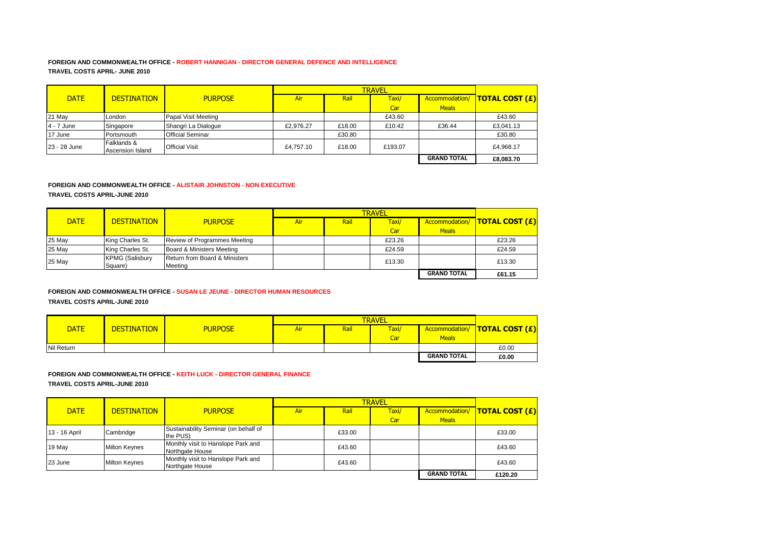**FOREIGN AND COMMONWEALTH OFFICE - ROBERT HANNIGAN - DIRECTOR GENERAL DEFENCE AND INTELLIGENCE**

**TRAVEL COSTS APRIL- JUNE 2010**

| DATE | DESTINATION | PURPOSE | TRAVEL | | | | TOTAL COST (£) |
|---|---|---|---|---|---|---|---|
| | | | Air | Rail | Taxi/ Car | Accommodation/ Meals | |
| 21 May | London | Papal Visit Meeting | | | £43.60 | | £43.60 |
| 4 - 7 June | Singapore | Shangri La Dialogue | £2,976.27 | £18.00 | £10.42 | £36.44 | £3,041.13 |
| 17 June | Portsmouth | Official Seminar | | £30.80 | | | £30.80 |
| 23 - 28 June | Falklands & Ascension Island | Official Visit | £4,757.10 | £18.00 | £193.07 | | £4,968.17 |
| | | | | | | **GRAND TOTAL** | **£8,083.70** |

**FOREIGN AND COMMONWEALTH OFFICE - ALISTAIR JOHNSTON - NON EXECUTIVE**

**TRAVEL COSTS APRIL-JUNE 2010**

| DATE | DESTINATION | PURPOSE | TRAVEL | | | | TOTAL COST (£) |
|---|---|---|---|---|---|---|---|
| | | | Air | Rail | Taxi/ Car | Accommodation/ Meals | |
| 25 May | King Charles St. | Review of Programmes Meeting | | | £23.26 | | £23.26 |
| 25 May | King Charles St. | Board & Ministers Meeting | | | £24.59 | | £24.59 |
| 25 May | KPMG (Salisbury Square) | Return from Board & Ministers Meeting | | | £13.30 | | £13.30 |
| | | | | | | **GRAND TOTAL** | **£61.15** |

**FOREIGN AND COMMONWEALTH OFFICE - SUSAN LE JEUNE - DIRECTOR HUMAN RESOURCES**

**TRAVEL COSTS APRIL-JUNE 2010**

| DATE | DESTINATION | PURPOSE | TRAVEL | | | | TOTAL COST (£) |
|---|---|---|---|---|---|---|---|
| | | | Air | Rail | Taxi/ Car | Accommodation/ Meals | |
| Nil Return | | | | | | | £0.00 |
| | | | | | | **GRAND TOTAL** | **£0.00** |

**FOREIGN AND COMMONWEALTH OFFICE - KEITH LUCK - DIRECTOR GENERAL FINANCE**

**TRAVEL COSTS APRIL-JUNE 2010**

| DATE | DESTINATION | PURPOSE | TRAVEL | | | | TOTAL COST (£) |
|---|---|---|---|---|---|---|---|
| | | | Air | Rail | Taxi/ Car | Accommodation/ Meals | |
| 13 - 16 April | Cambridge | Sustainability Seminar (on behalf of the PUS) | | £33.00 | | | £33.00 |
| 19 May | Milton Keynes | Monthly visit to Hanslope Park and Northgate House | | £43.60 | | | £43.60 |
| 23 June | Milton Keynes | Monthly visit to Hanslope Park and Northgate House | | £43.60 | | | £43.60 |
| | | | | | | **GRAND TOTAL** | **£120.20** |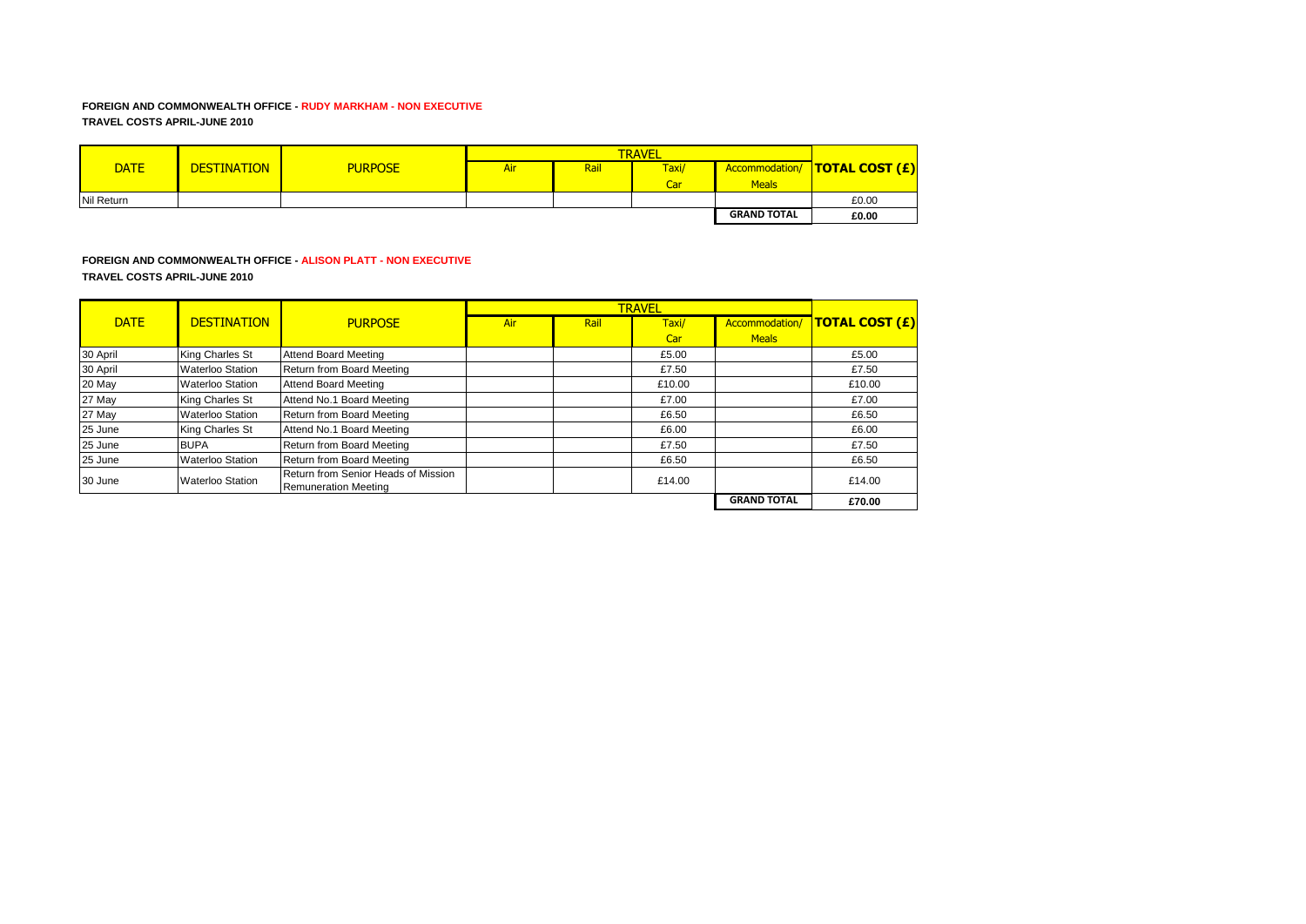**FOREIGN AND COMMONWEALTH OFFICE - RUDY MARKHAM - NON EXECUTIVE**

**TRAVEL COSTS APRIL-JUNE 2010**

| DATE | DESTINATION | PURPOSE | TRAVEL | | | | TOTAL COST (£) |
|---|---|---|---|---|---|---|---|
| | | | Air | Rail | Taxi/ Car | Accommodation/ Meals | |
| Nil Return | | | | | | | £0.00 |
| | | | | | | **GRAND TOTAL** | **£0.00** |

**FOREIGN AND COMMONWEALTH OFFICE - ALISON PLATT - NON EXECUTIVE**

**TRAVEL COSTS APRIL-JUNE 2010**

| DATE | DESTINATION | PURPOSE | TRAVEL | | | | TOTAL COST (£) |
|---|---|---|---|---|---|---|---|
| | | | Air | Rail | Taxi/ Car | Accommodation/ Meals | |
| 30 April | King Charles St | Attend Board Meeting | | | £5.00 | | £5.00 |
| 30 April | Waterloo Station | Return from Board Meeting | | | £7.50 | | £7.50 |
| 20 May | Waterloo Station | Attend Board Meeting | | | £10.00 | | £10.00 |
| 27 May | King Charles St | Attend No.1 Board Meeting | | | £7.00 | | £7.00 |
| 27 May | Waterloo Station | Return from Board Meeting | | | £6.50 | | £6.50 |
| 25 June | King Charles St | Attend No.1 Board Meeting | | | £6.00 | | £6.00 |
| 25 June | BUPA | Return from Board Meeting | | | £7.50 | | £7.50 |
| 25 June | Waterloo Station | Return from Board Meeting | | | £6.50 | | £6.50 |
| 30 June | Waterloo Station | Return from Senior Heads of Mission Remuneration Meeting | | | £14.00 | | £14.00 |
| | | | | | | **GRAND TOTAL** | **£70.00** |